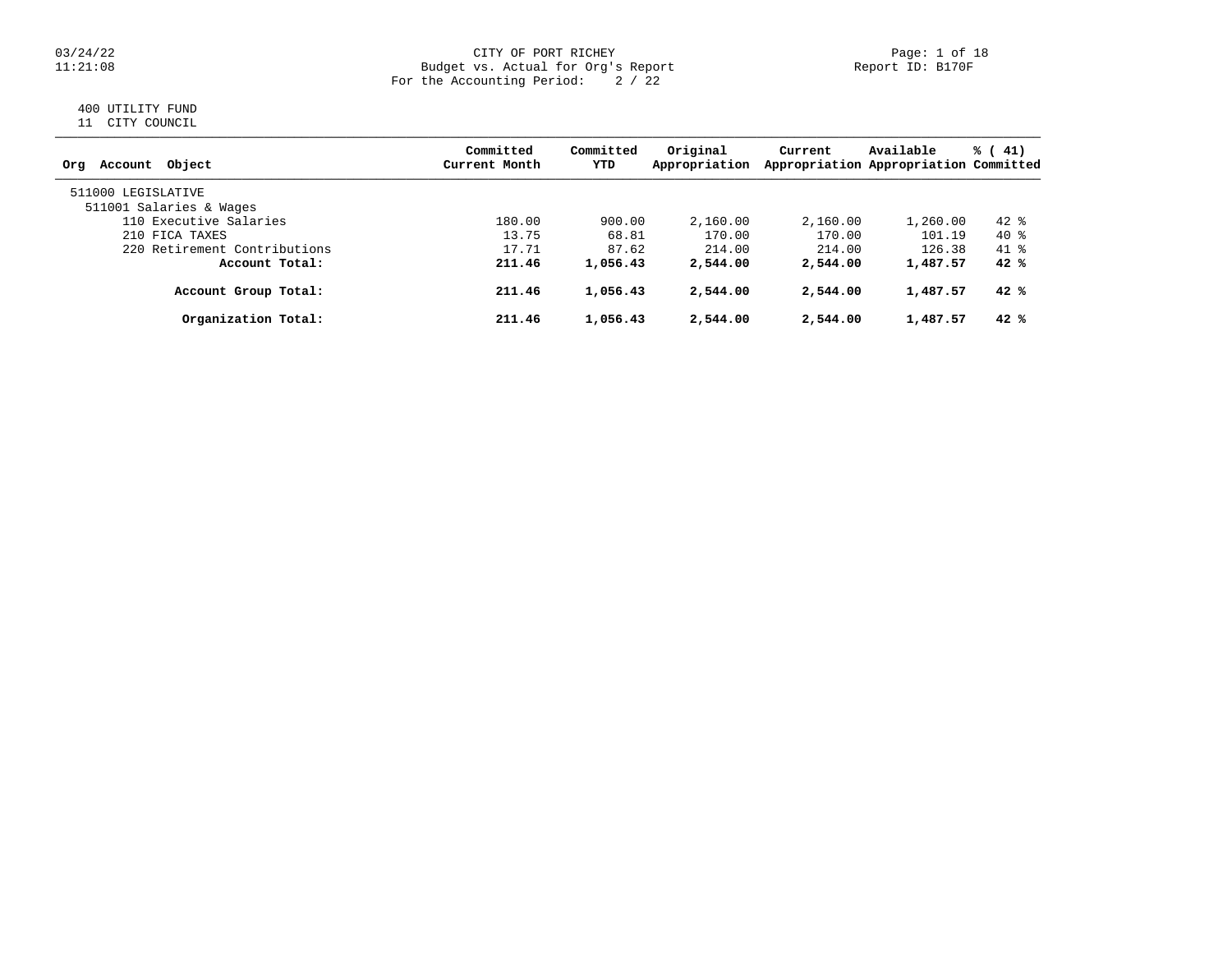CITY OF PORT RICHEY
Budget vs. Actual for Org's Report
For the Accounting Period: 2 / 22

03/24/22
11:21:08

Report ID: B170F

400 UTILITY FUND
11 CITY COUNCIL

| Org Account Object | Committed Current Month | Committed YTD | Original Appropriation | Current Appropriation | Available Appropriation | % ( 41) Committed |
|---|---|---|---|---|---|---|
| 511000 LEGISLATIVE | | | | | | |
| 511001 Salaries & Wages | | | | | | |
| 110 Executive Salaries | 180.00 | 900.00 | 2,160.00 | 2,160.00 | 1,260.00 | 42 % |
| 210 FICA TAXES | 13.75 | 68.81 | 170.00 | 170.00 | 101.19 | 40 % |
| 220 Retirement Contributions | 17.71 | 87.62 | 214.00 | 214.00 | 126.38 | 41 % |
| **Account Total:** | **211.46** | **1,056.43** | **2,544.00** | **2,544.00** | **1,487.57** | **42 %** |
| **Account Group Total:** | **211.46** | **1,056.43** | **2,544.00** | **2,544.00** | **1,487.57** | **42 %** |
| **Organization Total:** | **211.46** | **1,056.43** | **2,544.00** | **2,544.00** | **1,487.57** | **42 %** |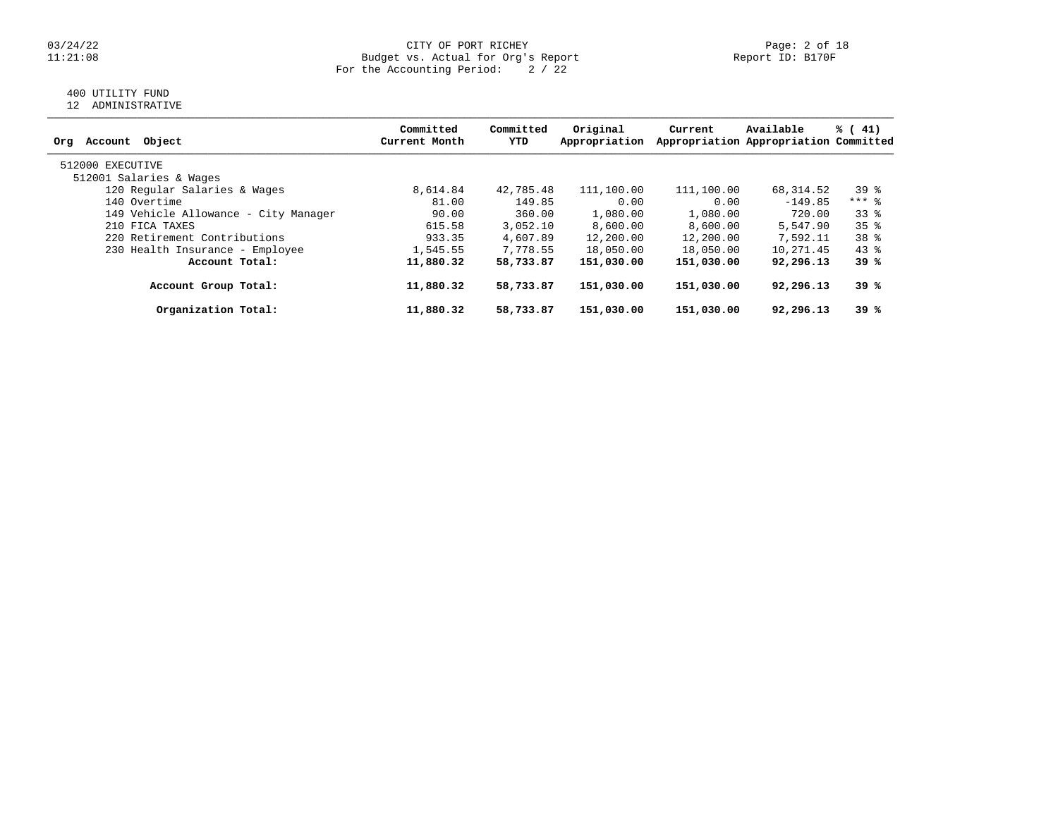# CITY OF PORT RICHEY

Budget vs. Actual for Org's Report

For the Accounting Period: 2 / 22

Report ID: B170F

03/24/22
11:21:08

400 UTILITY FUND
12 ADMINISTRATIVE

| Org Account Object | Committed Current Month | Committed YTD | Original Appropriation | Current Appropriation | Available Appropriation | % ( 41) Committed |
|---|---|---|---|---|---|---|
| 512000 EXECUTIVE | | | | | | |
| 512001 Salaries & Wages | | | | | | |
| 120 Regular Salaries & Wages | 8,614.84 | 42,785.48 | 111,100.00 | 111,100.00 | 68,314.52 | 39 % |
| 140 Overtime | 81.00 | 149.85 | 0.00 | 0.00 | -149.85 | *** % |
| 149 Vehicle Allowance - City Manager | 90.00 | 360.00 | 1,080.00 | 1,080.00 | 720.00 | 33 % |
| 210 FICA TAXES | 615.58 | 3,052.10 | 8,600.00 | 8,600.00 | 5,547.90 | 35 % |
| 220 Retirement Contributions | 933.35 | 4,607.89 | 12,200.00 | 12,200.00 | 7,592.11 | 38 % |
| 230 Health Insurance - Employee | 1,545.55 | 7,778.55 | 18,050.00 | 18,050.00 | 10,271.45 | 43 % |
| **Account Total:** | **11,880.32** | **58,733.87** | **151,030.00** | **151,030.00** | **92,296.13** | **39 %** |
| **Account Group Total:** | **11,880.32** | **58,733.87** | **151,030.00** | **151,030.00** | **92,296.13** | **39 %** |
| **Organization Total:** | **11,880.32** | **58,733.87** | **151,030.00** | **151,030.00** | **92,296.13** | **39 %** |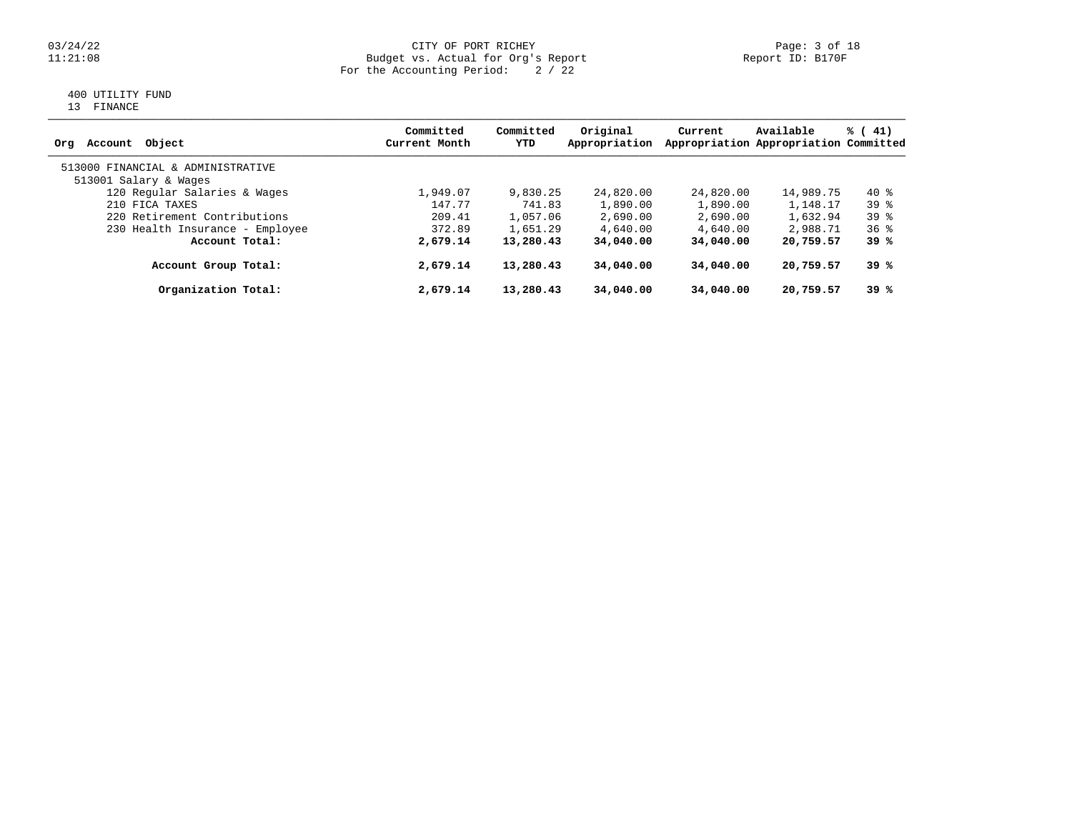CITY OF PORT RICHEY
Budget vs. Actual for Org's Report
For the Accounting Period: 2 / 22

03/24/22
11:21:08

Report ID: B170F

400 UTILITY FUND
13 FINANCE

| Org Account Object | Committed Current Month | Committed YTD | Original Appropriation | Current Appropriation | Available Appropriation | % ( 41) Committed |
|---|---|---|---|---|---|---|
| 513000 FINANCIAL & ADMINISTRATIVE | | | | | | |
| 513001 Salary & Wages | | | | | | |
| 120 Regular Salaries & Wages | 1,949.07 | 9,830.25 | 24,820.00 | 24,820.00 | 14,989.75 | 40 % |
| 210 FICA TAXES | 147.77 | 741.83 | 1,890.00 | 1,890.00 | 1,148.17 | 39 % |
| 220 Retirement Contributions | 209.41 | 1,057.06 | 2,690.00 | 2,690.00 | 1,632.94 | 39 % |
| 230 Health Insurance - Employee | 372.89 | 1,651.29 | 4,640.00 | 4,640.00 | 2,988.71 | 36 % |
| **Account Total:** | **2,679.14** | **13,280.43** | **34,040.00** | **34,040.00** | **20,759.57** | **39 %** |
| **Account Group Total:** | **2,679.14** | **13,280.43** | **34,040.00** | **34,040.00** | **20,759.57** | **39 %** |
| **Organization Total:** | **2,679.14** | **13,280.43** | **34,040.00** | **34,040.00** | **20,759.57** | **39 %** |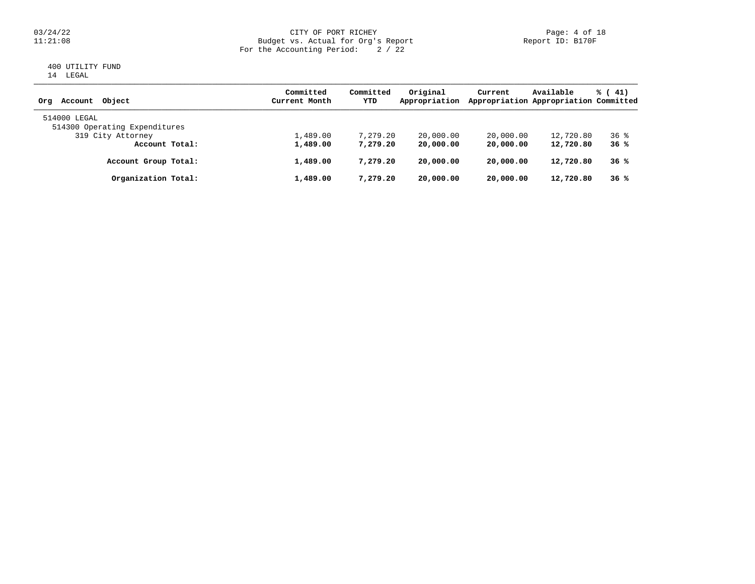CITY OF PORT RICHEY
Budget vs. Actual for Org's Report
For the Accounting Period: 2 / 22

400 UTILITY FUND
14 LEGAL

| Org Account Object | Committed Current Month | Committed YTD | Original Appropriation | Current Appropriation | Available Appropriation | % ( 41) Committed |
|---|---|---|---|---|---|---|
| 514000 LEGAL | | | | | | |
| 514300 Operating Expenditures | | | | | | |
| 319 City Attorney | 1,489.00 | 7,279.20 | 20,000.00 | 20,000.00 | 12,720.80 | 36 % |
| **Account Total:** | **1,489.00** | **7,279.20** | **20,000.00** | **20,000.00** | **12,720.80** | **36 %** |
| **Account Group Total:** | **1,489.00** | **7,279.20** | **20,000.00** | **20,000.00** | **12,720.80** | **36 %** |
| **Organization Total:** | **1,489.00** | **7,279.20** | **20,000.00** | **20,000.00** | **12,720.80** | **36 %** |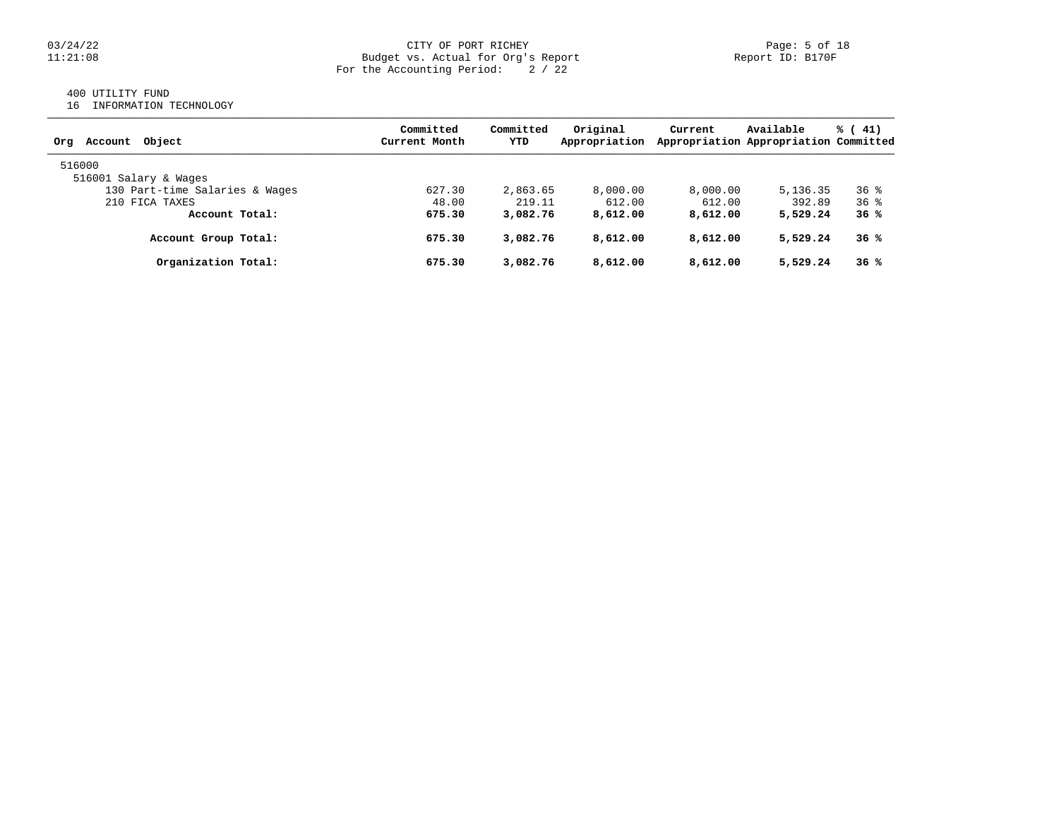CITY OF PORT RICHEY
Budget vs. Actual for Org's Report
For the Accounting Period: 2 / 22

03/24/22
11:21:08

Report ID: B170F

400 UTILITY FUND
16 INFORMATION TECHNOLOGY

| Org Account Object | Committed Current Month | Committed YTD | Original Appropriation | Current Appropriation | Available Appropriation | % ( 41) Committed |
|---|---|---|---|---|---|---|
| 516000 | | | | | | |
| 516001 Salary & Wages | | | | | | |
| 130 Part-time Salaries & Wages | 627.30 | 2,863.65 | 8,000.00 | 8,000.00 | 5,136.35 | 36 % |
| 210 FICA TAXES | 48.00 | 219.11 | 612.00 | 612.00 | 392.89 | 36 % |
| **Account Total:** | **675.30** | **3,082.76** | **8,612.00** | **8,612.00** | **5,529.24** | **36 %** |
| **Account Group Total:** | **675.30** | **3,082.76** | **8,612.00** | **8,612.00** | **5,529.24** | **36 %** |
| **Organization Total:** | **675.30** | **3,082.76** | **8,612.00** | **8,612.00** | **5,529.24** | **36 %** |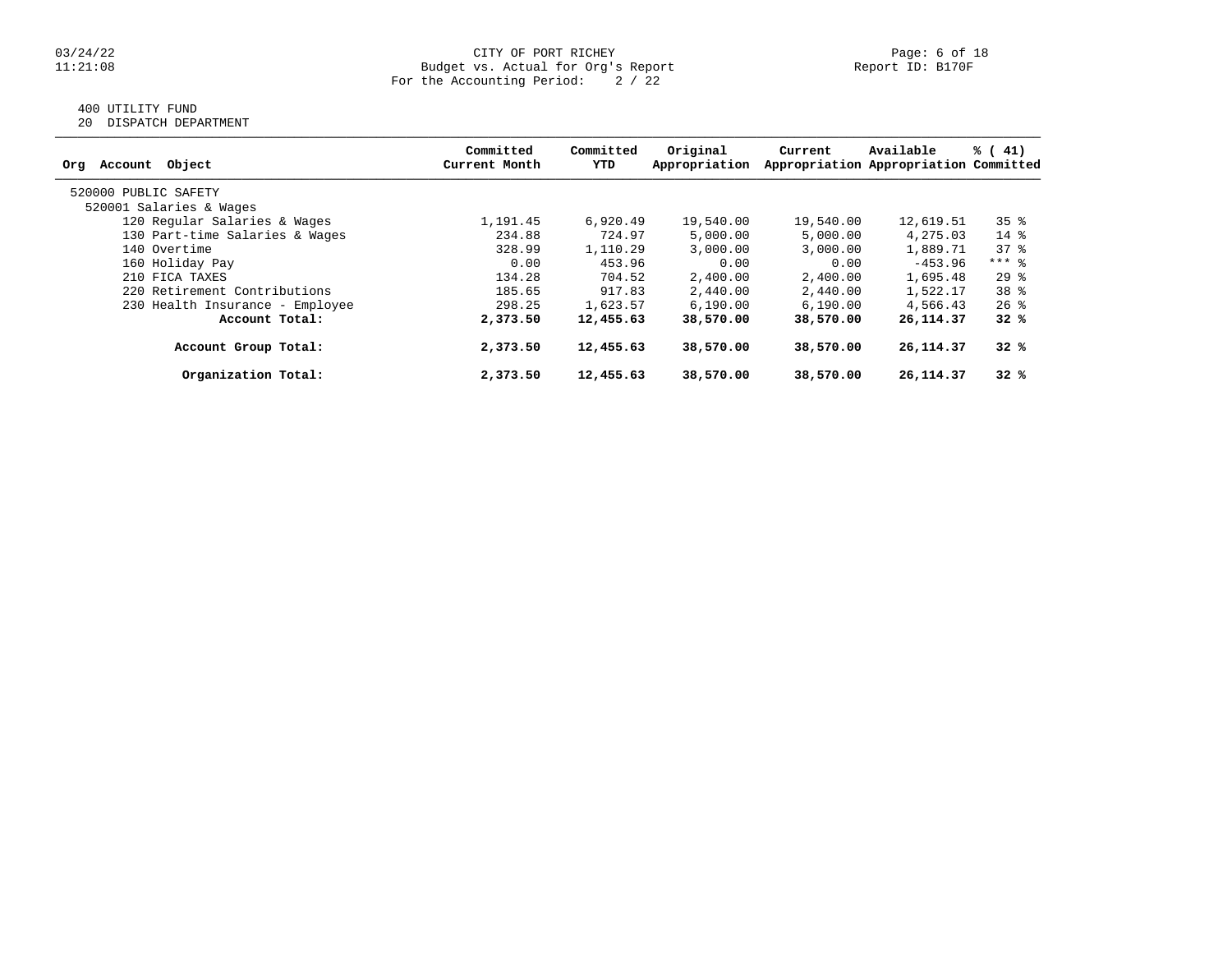CITY OF PORT RICHEY
Budget vs. Actual for Org's Report
For the Accounting Period: 2 / 22

Report ID: B170F

400 UTILITY FUND
20 DISPATCH DEPARTMENT

| Org Account Object | Committed Current Month | Committed YTD | Original Appropriation | Current Appropriation | Available Appropriation | % ( 41) Committed |
|---|---|---|---|---|---|---|
| 520000 PUBLIC SAFETY | | | | | | |
| 520001 Salaries & Wages | | | | | | |
| 120 Regular Salaries & Wages | 1,191.45 | 6,920.49 | 19,540.00 | 19,540.00 | 12,619.51 | 35 % |
| 130 Part-time Salaries & Wages | 234.88 | 724.97 | 5,000.00 | 5,000.00 | 4,275.03 | 14 % |
| 140 Overtime | 328.99 | 1,110.29 | 3,000.00 | 3,000.00 | 1,889.71 | 37 % |
| 160 Holiday Pay | 0.00 | 453.96 | 0.00 | 0.00 | -453.96 | *** % |
| 210 FICA TAXES | 134.28 | 704.52 | 2,400.00 | 2,400.00 | 1,695.48 | 29 % |
| 220 Retirement Contributions | 185.65 | 917.83 | 2,440.00 | 2,440.00 | 1,522.17 | 38 % |
| 230 Health Insurance - Employee | 298.25 | 1,623.57 | 6,190.00 | 6,190.00 | 4,566.43 | 26 % |
| **Account Total:** | **2,373.50** | **12,455.63** | **38,570.00** | **38,570.00** | **26,114.37** | **32 %** |
| **Account Group Total:** | **2,373.50** | **12,455.63** | **38,570.00** | **38,570.00** | **26,114.37** | **32 %** |
| **Organization Total:** | **2,373.50** | **12,455.63** | **38,570.00** | **38,570.00** | **26,114.37** | **32 %** |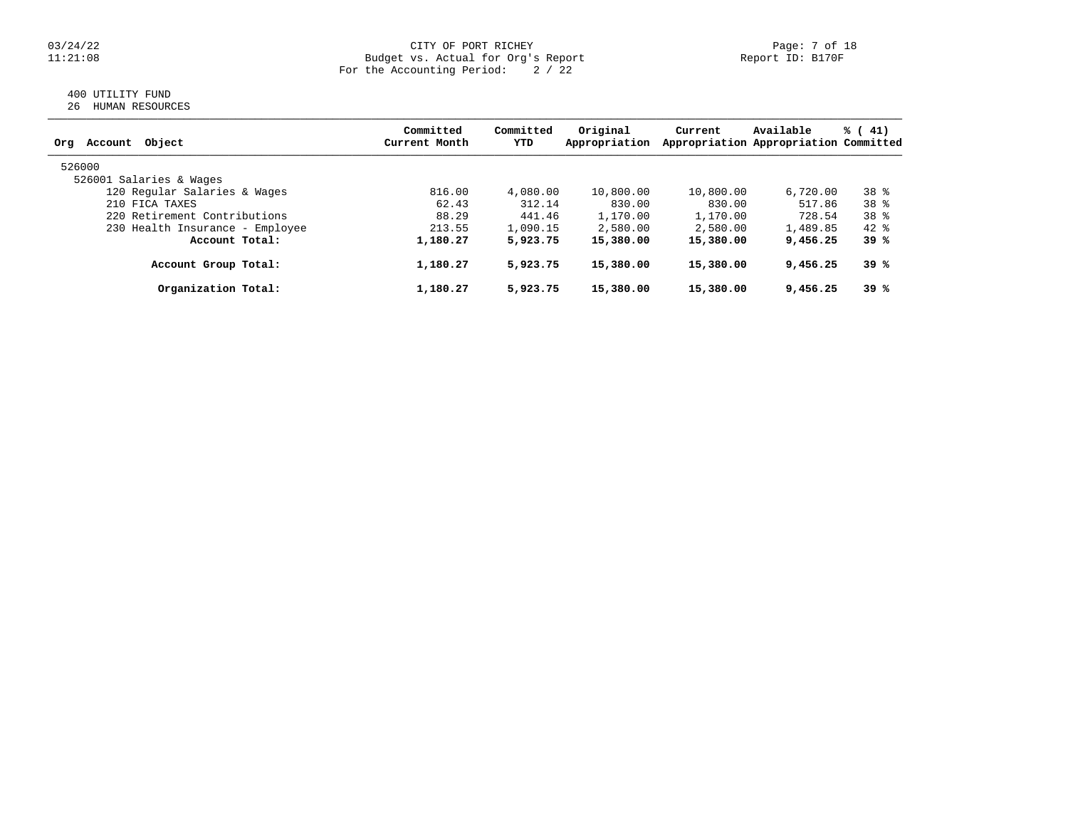CITY OF PORT RICHEY
Budget vs. Actual for Org's Report
For the Accounting Period: 2 / 22

03/24/22
11:21:08

Report ID: B170F

400 UTILITY FUND
26 HUMAN RESOURCES

| Org Account Object | Committed Current Month | Committed YTD | Original Appropriation | Current Appropriation | Available Appropriation | % ( 41) Committed |
|---|---|---|---|---|---|---|
| 526000 | | | | | | |
| 526001 Salaries & Wages | | | | | | |
| 120 Regular Salaries & Wages | 816.00 | 4,080.00 | 10,800.00 | 10,800.00 | 6,720.00 | 38 % |
| 210 FICA TAXES | 62.43 | 312.14 | 830.00 | 830.00 | 517.86 | 38 % |
| 220 Retirement Contributions | 88.29 | 441.46 | 1,170.00 | 1,170.00 | 728.54 | 38 % |
| 230 Health Insurance - Employee | 213.55 | 1,090.15 | 2,580.00 | 2,580.00 | 1,489.85 | 42 % |
| **Account Total:** | **1,180.27** | **5,923.75** | **15,380.00** | **15,380.00** | **9,456.25** | **39 %** |
| **Account Group Total:** | **1,180.27** | **5,923.75** | **15,380.00** | **15,380.00** | **9,456.25** | **39 %** |
| **Organization Total:** | **1,180.27** | **5,923.75** | **15,380.00** | **15,380.00** | **9,456.25** | **39 %** |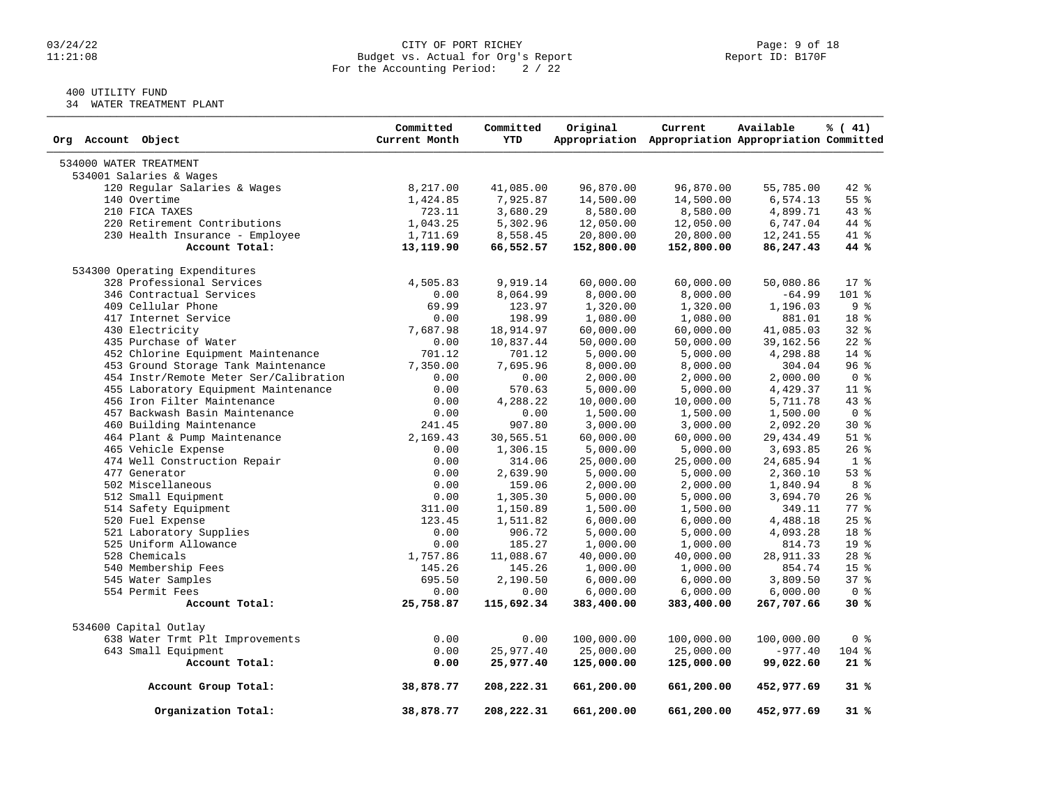CITY OF PORT RICHEY
Budget vs. Actual for Org's Report
For the Accounting Period: 2 / 22

400 UTILITY FUND
34 WATER TREATMENT PLANT

| Org Account Object | Committed Current Month | Committed YTD | Original Appropriation | Current Appropriation | Available Appropriation | % ( 41) Committed |
|---|---|---|---|---|---|---|
| 534000 WATER TREATMENT | | | | | | |
| 534001 Salaries & Wages | | | | | | |
| 120 Regular Salaries & Wages | 8,217.00 | 41,085.00 | 96,870.00 | 96,870.00 | 55,785.00 | 42 % |
| 140 Overtime | 1,424.85 | 7,925.87 | 14,500.00 | 14,500.00 | 6,574.13 | 55 % |
| 210 FICA TAXES | 723.11 | 3,680.29 | 8,580.00 | 8,580.00 | 4,899.71 | 43 % |
| 220 Retirement Contributions | 1,043.25 | 5,302.96 | 12,050.00 | 12,050.00 | 6,747.04 | 44 % |
| 230 Health Insurance - Employee | 1,711.69 | 8,558.45 | 20,800.00 | 20,800.00 | 12,241.55 | 41 % |
| **Account Total:** | **13,119.90** | **66,552.57** | **152,800.00** | **152,800.00** | **86,247.43** | **44 %** |
| 534300 Operating Expenditures | | | | | | |
| 328 Professional Services | 4,505.83 | 9,919.14 | 60,000.00 | 60,000.00 | 50,080.86 | 17 % |
| 346 Contractual Services | 0.00 | 8,064.99 | 8,000.00 | 8,000.00 | -64.99 | 101 % |
| 409 Cellular Phone | 69.99 | 123.97 | 1,320.00 | 1,320.00 | 1,196.03 | 9 % |
| 417 Internet Service | 0.00 | 198.99 | 1,080.00 | 1,080.00 | 881.01 | 18 % |
| 430 Electricity | 7,687.98 | 18,914.97 | 60,000.00 | 60,000.00 | 41,085.03 | 32 % |
| 435 Purchase of Water | 0.00 | 10,837.44 | 50,000.00 | 50,000.00 | 39,162.56 | 22 % |
| 452 Chlorine Equipment Maintenance | 701.12 | 701.12 | 5,000.00 | 5,000.00 | 4,298.88 | 14 % |
| 453 Ground Storage Tank Maintenance | 7,350.00 | 7,695.96 | 8,000.00 | 8,000.00 | 304.04 | 96 % |
| 454 Instr/Remote Meter Ser/Calibration | 0.00 | 0.00 | 2,000.00 | 2,000.00 | 2,000.00 | 0 % |
| 455 Laboratory Equipment Maintenance | 0.00 | 570.63 | 5,000.00 | 5,000.00 | 4,429.37 | 11 % |
| 456 Iron Filter Maintenance | 0.00 | 4,288.22 | 10,000.00 | 10,000.00 | 5,711.78 | 43 % |
| 457 Backwash Basin Maintenance | 0.00 | 0.00 | 1,500.00 | 1,500.00 | 1,500.00 | 0 % |
| 460 Building Maintenance | 241.45 | 907.80 | 3,000.00 | 3,000.00 | 2,092.20 | 30 % |
| 464 Plant & Pump Maintenance | 2,169.43 | 30,565.51 | 60,000.00 | 60,000.00 | 29,434.49 | 51 % |
| 465 Vehicle Expense | 0.00 | 1,306.15 | 5,000.00 | 5,000.00 | 3,693.85 | 26 % |
| 474 Well Construction Repair | 0.00 | 314.06 | 25,000.00 | 25,000.00 | 24,685.94 | 1 % |
| 477 Generator | 0.00 | 2,639.90 | 5,000.00 | 5,000.00 | 2,360.10 | 53 % |
| 502 Miscellaneous | 0.00 | 159.06 | 2,000.00 | 2,000.00 | 1,840.94 | 8 % |
| 512 Small Equipment | 0.00 | 1,305.30 | 5,000.00 | 5,000.00 | 3,694.70 | 26 % |
| 514 Safety Equipment | 311.00 | 1,150.89 | 1,500.00 | 1,500.00 | 349.11 | 77 % |
| 520 Fuel Expense | 123.45 | 1,511.82 | 6,000.00 | 6,000.00 | 4,488.18 | 25 % |
| 521 Laboratory Supplies | 0.00 | 906.72 | 5,000.00 | 5,000.00 | 4,093.28 | 18 % |
| 525 Uniform Allowance | 0.00 | 185.27 | 1,000.00 | 1,000.00 | 814.73 | 19 % |
| 528 Chemicals | 1,757.86 | 11,088.67 | 40,000.00 | 40,000.00 | 28,911.33 | 28 % |
| 540 Membership Fees | 145.26 | 145.26 | 1,000.00 | 1,000.00 | 854.74 | 15 % |
| 545 Water Samples | 695.50 | 2,190.50 | 6,000.00 | 6,000.00 | 3,809.50 | 37 % |
| 554 Permit Fees | 0.00 | 0.00 | 6,000.00 | 6,000.00 | 6,000.00 | 0 % |
| **Account Total:** | **25,758.87** | **115,692.34** | **383,400.00** | **383,400.00** | **267,707.66** | **30 %** |
| 534600 Capital Outlay | | | | | | |
| 638 Water Trmt Plt Improvements | 0.00 | 0.00 | 100,000.00 | 100,000.00 | 100,000.00 | 0 % |
| 643 Small Equipment | 0.00 | 25,977.40 | 25,000.00 | 25,000.00 | -977.40 | 104 % |
| **Account Total:** | **0.00** | **25,977.40** | **125,000.00** | **125,000.00** | **99,022.60** | **21 %** |
| **Account Group Total:** | **38,878.77** | **208,222.31** | **661,200.00** | **661,200.00** | **452,977.69** | **31 %** |
| **Organization Total:** | **38,878.77** | **208,222.31** | **661,200.00** | **661,200.00** | **452,977.69** | **31 %** |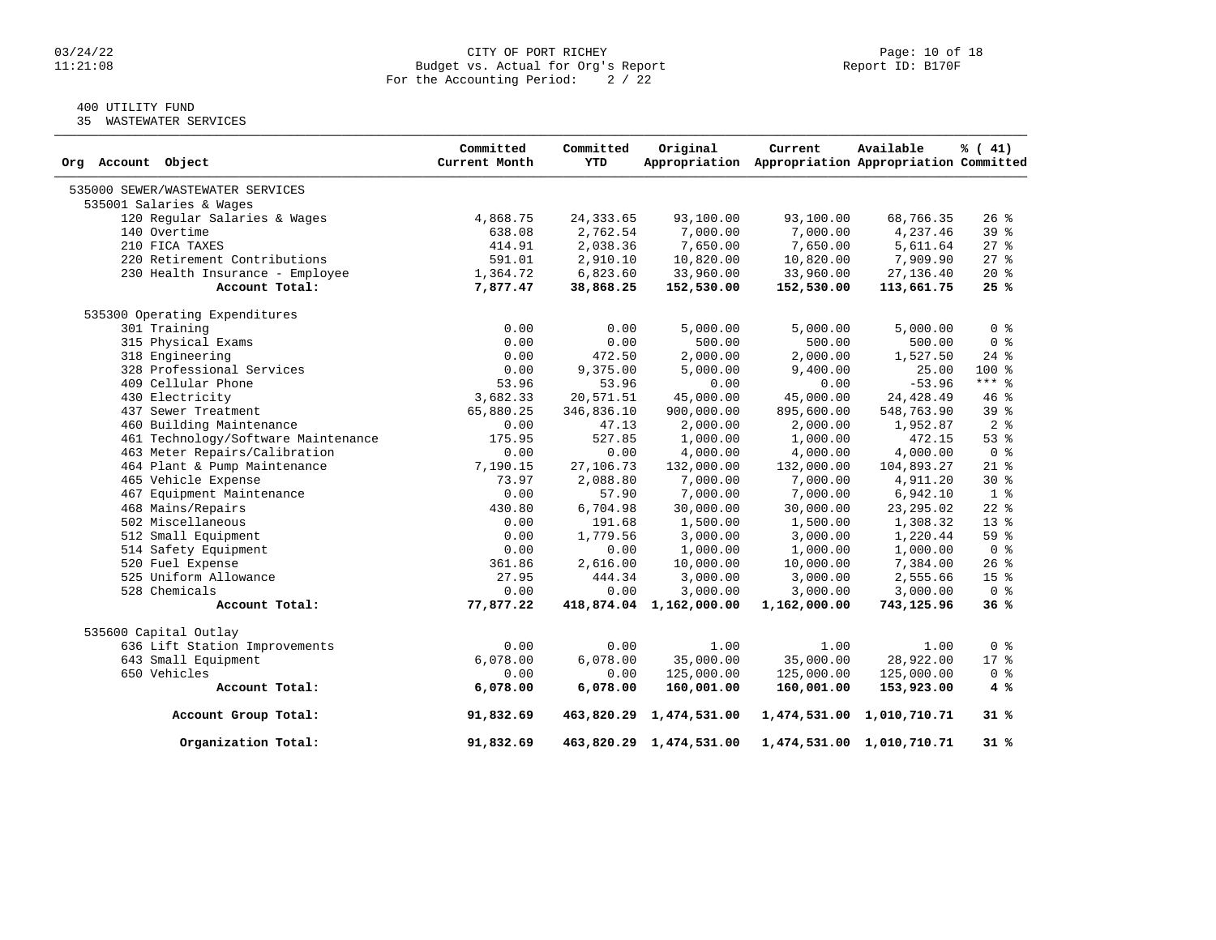CITY OF PORT RICHEY
Budget vs. Actual for Org's Report
For the Accounting Period: 2 / 22

03/24/22
11:21:08

Report ID: B170F

400 UTILITY FUND
35 WASTEWATER SERVICES

| Org Account Object | Committed Current Month | Committed YTD | Original Appropriation | Current Appropriation | Available Appropriation | % ( 41) Committed |
|---|---|---|---|---|---|---|
| 535000 SEWER/WASTEWATER SERVICES | | | | | | |
| 535001 Salaries & Wages | | | | | | |
| 120 Regular Salaries & Wages | 4,868.75 | 24,333.65 | 93,100.00 | 93,100.00 | 68,766.35 | 26 % |
| 140 Overtime | 638.08 | 2,762.54 | 7,000.00 | 7,000.00 | 4,237.46 | 39 % |
| 210 FICA TAXES | 414.91 | 2,038.36 | 7,650.00 | 7,650.00 | 5,611.64 | 27 % |
| 220 Retirement Contributions | 591.01 | 2,910.10 | 10,820.00 | 10,820.00 | 7,909.90 | 27 % |
| 230 Health Insurance - Employee | 1,364.72 | 6,823.60 | 33,960.00 | 33,960.00 | 27,136.40 | 20 % |
| **Account Total:** | **7,877.47** | **38,868.25** | **152,530.00** | **152,530.00** | **113,661.75** | **25 %** |
| 535300 Operating Expenditures | | | | | | |
| 301 Training | 0.00 | 0.00 | 5,000.00 | 5,000.00 | 5,000.00 | 0 % |
| 315 Physical Exams | 0.00 | 0.00 | 500.00 | 500.00 | 500.00 | 0 % |
| 318 Engineering | 0.00 | 472.50 | 2,000.00 | 2,000.00 | 1,527.50 | 24 % |
| 328 Professional Services | 0.00 | 9,375.00 | 5,000.00 | 9,400.00 | 25.00 | 100 % |
| 409 Cellular Phone | 53.96 | 53.96 | 0.00 | 0.00 | -53.96 | *** % |
| 430 Electricity | 3,682.33 | 20,571.51 | 45,000.00 | 45,000.00 | 24,428.49 | 46 % |
| 437 Sewer Treatment | 65,880.25 | 346,836.10 | 900,000.00 | 895,600.00 | 548,763.90 | 39 % |
| 460 Building Maintenance | 0.00 | 47.13 | 2,000.00 | 2,000.00 | 1,952.87 | 2 % |
| 461 Technology/Software Maintenance | 175.95 | 527.85 | 1,000.00 | 1,000.00 | 472.15 | 53 % |
| 463 Meter Repairs/Calibration | 0.00 | 0.00 | 4,000.00 | 4,000.00 | 4,000.00 | 0 % |
| 464 Plant & Pump Maintenance | 7,190.15 | 27,106.73 | 132,000.00 | 132,000.00 | 104,893.27 | 21 % |
| 465 Vehicle Expense | 73.97 | 2,088.80 | 7,000.00 | 7,000.00 | 4,911.20 | 30 % |
| 467 Equipment Maintenance | 0.00 | 57.90 | 7,000.00 | 7,000.00 | 6,942.10 | 1 % |
| 468 Mains/Repairs | 430.80 | 6,704.98 | 30,000.00 | 30,000.00 | 23,295.02 | 22 % |
| 502 Miscellaneous | 0.00 | 191.68 | 1,500.00 | 1,500.00 | 1,308.32 | 13 % |
| 512 Small Equipment | 0.00 | 1,779.56 | 3,000.00 | 3,000.00 | 1,220.44 | 59 % |
| 514 Safety Equipment | 0.00 | 0.00 | 1,000.00 | 1,000.00 | 1,000.00 | 0 % |
| 520 Fuel Expense | 361.86 | 2,616.00 | 10,000.00 | 10,000.00 | 7,384.00 | 26 % |
| 525 Uniform Allowance | 27.95 | 444.34 | 3,000.00 | 3,000.00 | 2,555.66 | 15 % |
| 528 Chemicals | 0.00 | 0.00 | 3,000.00 | 3,000.00 | 3,000.00 | 0 % |
| **Account Total:** | **77,877.22** | **418,874.04** | **1,162,000.00** | **1,162,000.00** | **743,125.96** | **36 %** |
| 535600 Capital Outlay | | | | | | |
| 636 Lift Station Improvements | 0.00 | 0.00 | 1.00 | 1.00 | 1.00 | 0 % |
| 643 Small Equipment | 6,078.00 | 6,078.00 | 35,000.00 | 35,000.00 | 28,922.00 | 17 % |
| 650 Vehicles | 0.00 | 0.00 | 125,000.00 | 125,000.00 | 125,000.00 | 0 % |
| **Account Total:** | **6,078.00** | **6,078.00** | **160,001.00** | **160,001.00** | **153,923.00** | **4 %** |
| **Account Group Total:** | **91,832.69** | **463,820.29** | **1,474,531.00** | **1,474,531.00** | **1,010,710.71** | **31 %** |
| **Organization Total:** | **91,832.69** | **463,820.29** | **1,474,531.00** | **1,474,531.00** | **1,010,710.71** | **31 %** |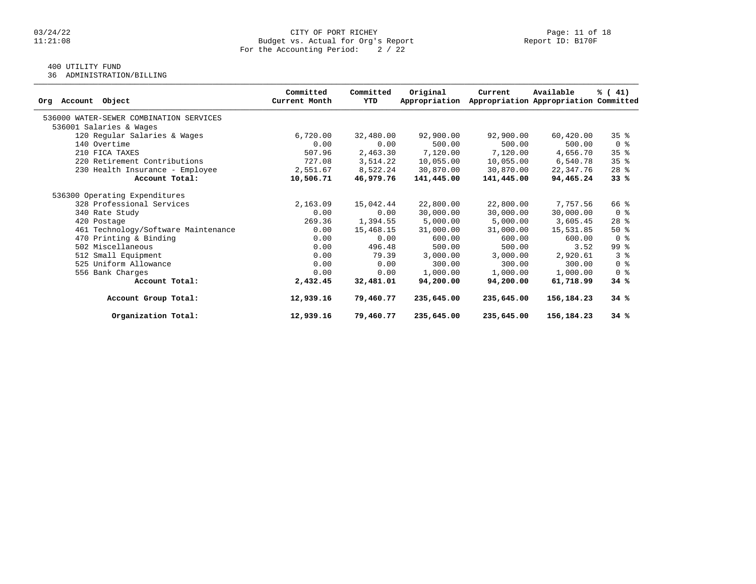CITY OF PORT RICHEY
Budget vs. Actual for Org's Report
For the Accounting Period: 2 / 22

400 UTILITY FUND
36 ADMINISTRATION/BILLING

| Org Account Object | Committed Current Month | Committed YTD | Original Appropriation | Current Appropriation | Available Appropriation | % ( 41) Committed |
|---|---|---|---|---|---|---|
| 536000 WATER-SEWER COMBINATION SERVICES | | | | | | |
| 536001 Salaries & Wages | | | | | | |
| 120 Regular Salaries & Wages | 6,720.00 | 32,480.00 | 92,900.00 | 92,900.00 | 60,420.00 | 35 % |
| 140 Overtime | 0.00 | 0.00 | 500.00 | 500.00 | 500.00 | 0 % |
| 210 FICA TAXES | 507.96 | 2,463.30 | 7,120.00 | 7,120.00 | 4,656.70 | 35 % |
| 220 Retirement Contributions | 727.08 | 3,514.22 | 10,055.00 | 10,055.00 | 6,540.78 | 35 % |
| 230 Health Insurance - Employee | 2,551.67 | 8,522.24 | 30,870.00 | 30,870.00 | 22,347.76 | 28 % |
| **Account Total:** | **10,506.71** | **46,979.76** | **141,445.00** | **141,445.00** | **94,465.24** | **33 %** |
| 536300 Operating Expenditures | | | | | | |
| 328 Professional Services | 2,163.09 | 15,042.44 | 22,800.00 | 22,800.00 | 7,757.56 | 66 % |
| 340 Rate Study | 0.00 | 0.00 | 30,000.00 | 30,000.00 | 30,000.00 | 0 % |
| 420 Postage | 269.36 | 1,394.55 | 5,000.00 | 5,000.00 | 3,605.45 | 28 % |
| 461 Technology/Software Maintenance | 0.00 | 15,468.15 | 31,000.00 | 31,000.00 | 15,531.85 | 50 % |
| 470 Printing & Binding | 0.00 | 0.00 | 600.00 | 600.00 | 600.00 | 0 % |
| 502 Miscellaneous | 0.00 | 496.48 | 500.00 | 500.00 | 3.52 | 99 % |
| 512 Small Equipment | 0.00 | 79.39 | 3,000.00 | 3,000.00 | 2,920.61 | 3 % |
| 525 Uniform Allowance | 0.00 | 0.00 | 300.00 | 300.00 | 300.00 | 0 % |
| 556 Bank Charges | 0.00 | 0.00 | 1,000.00 | 1,000.00 | 1,000.00 | 0 % |
| **Account Total:** | **2,432.45** | **32,481.01** | **94,200.00** | **94,200.00** | **61,718.99** | **34 %** |
| **Account Group Total:** | **12,939.16** | **79,460.77** | **235,645.00** | **235,645.00** | **156,184.23** | **34 %** |
| **Organization Total:** | **12,939.16** | **79,460.77** | **235,645.00** | **235,645.00** | **156,184.23** | **34 %** |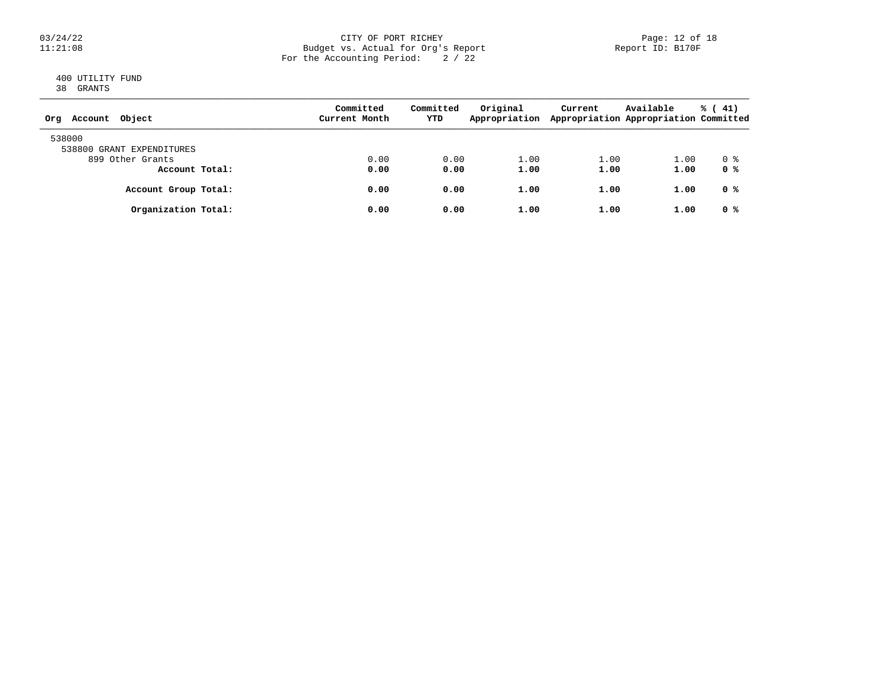400 UTILITY FUND
38 GRANTS

| Org Account Object | Committed Current Month | Committed YTD | Original Appropriation | Current Appropriation | Available Appropriation | % ( 41) Committed |
|---|---|---|---|---|---|---|
| 538000 | | | | | | |
| 538800 GRANT EXPENDITURES | | | | | | |
| 899 Other Grants | 0.00 | 0.00 | 1.00 | 1.00 | 1.00 | 0 % |
| **Account Total:** | **0.00** | **0.00** | **1.00** | **1.00** | **1.00** | **0 %** |
| **Account Group Total:** | **0.00** | **0.00** | **1.00** | **1.00** | **1.00** | **0 %** |
| **Organization Total:** | **0.00** | **0.00** | **1.00** | **1.00** | **1.00** | **0 %** |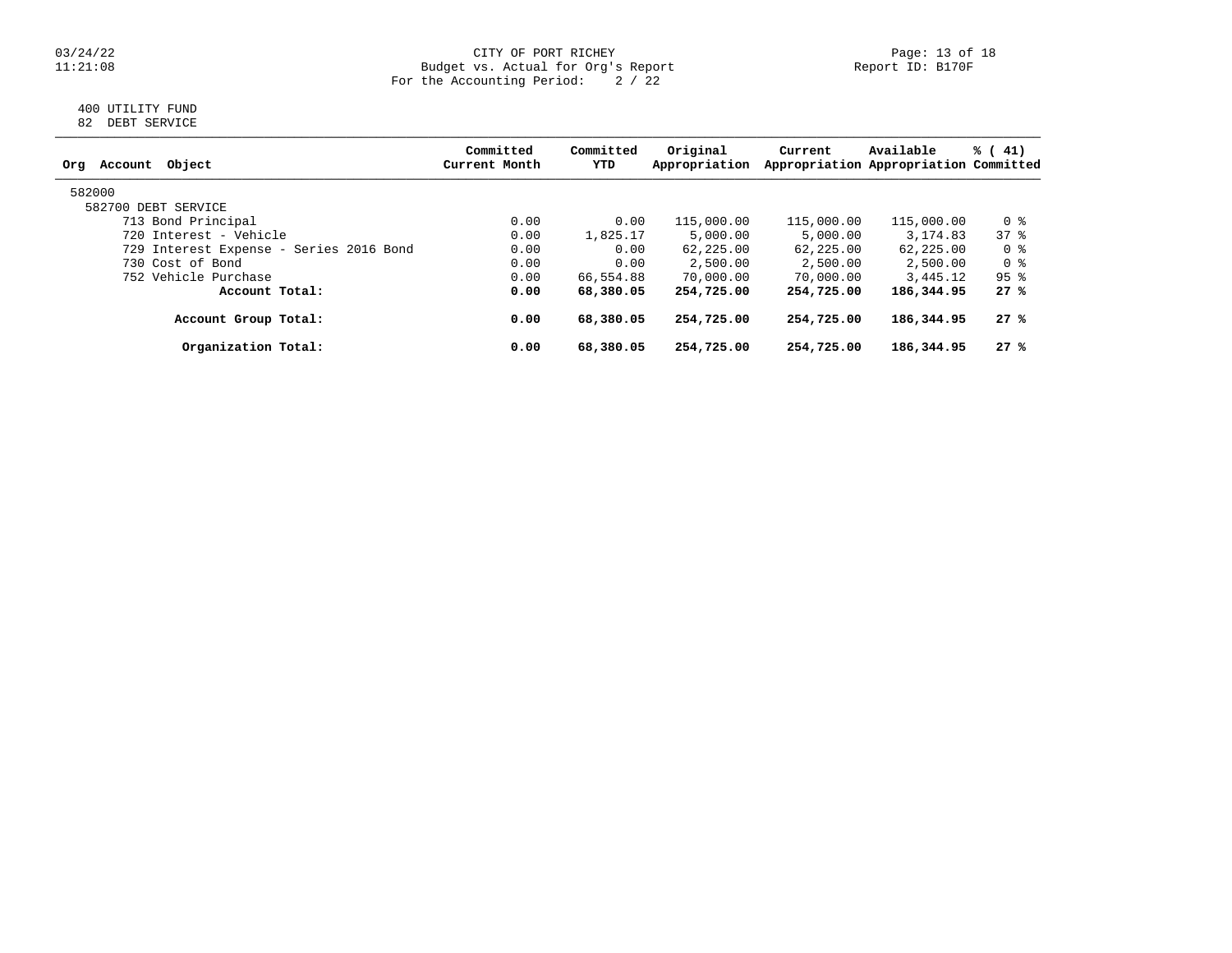# CITY OF PORT RICHEY

Budget vs. Actual for Org's Report

For the Accounting Period: 2 / 22

400 UTILITY FUND

82 DEBT SERVICE

| Org Account Object | Committed Current Month | Committed YTD | Original Appropriation | Current Appropriation | Available Appropriation | % ( 41) Committed |
|---|---|---|---|---|---|---|
| 582000 | | | | | | |
| 582700 DEBT SERVICE | | | | | | |
| 713 Bond Principal | 0.00 | 0.00 | 115,000.00 | 115,000.00 | 115,000.00 | 0 % |
| 720 Interest - Vehicle | 0.00 | 1,825.17 | 5,000.00 | 5,000.00 | 3,174.83 | 37 % |
| 729 Interest Expense - Series 2016 Bond | 0.00 | 0.00 | 62,225.00 | 62,225.00 | 62,225.00 | 0 % |
| 730 Cost of Bond | 0.00 | 0.00 | 2,500.00 | 2,500.00 | 2,500.00 | 0 % |
| 752 Vehicle Purchase | 0.00 | 66,554.88 | 70,000.00 | 70,000.00 | 3,445.12 | 95 % |
| **Account Total:** | **0.00** | **68,380.05** | **254,725.00** | **254,725.00** | **186,344.95** | **27 %** |
| **Account Group Total:** | **0.00** | **68,380.05** | **254,725.00** | **254,725.00** | **186,344.95** | **27 %** |
| **Organization Total:** | **0.00** | **68,380.05** | **254,725.00** | **254,725.00** | **186,344.95** | **27 %** |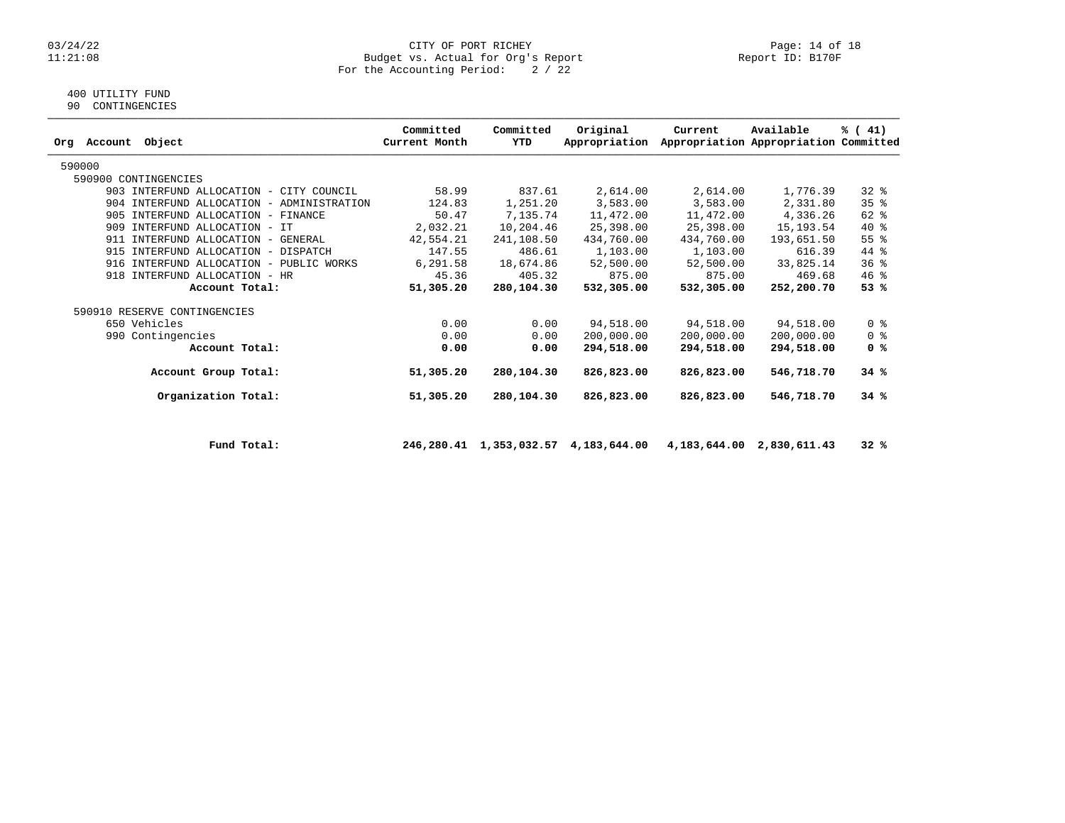CITY OF PORT RICHEY
Budget vs. Actual for Org's Report
For the Accounting Period: 2 / 22

Report ID: B170F

400 UTILITY FUND
90 CONTINGENCIES

| Org Account Object | Committed Current Month | Committed YTD | Original Appropriation | Current Appropriation | Available Appropriation | % ( 41) Committed |
|---|---|---|---|---|---|---|
| 590000 | | | | | | |
| 590900 CONTINGENCIES | | | | | | |
| 903 INTERFUND ALLOCATION - CITY COUNCIL | 58.99 | 837.61 | 2,614.00 | 2,614.00 | 1,776.39 | 32 % |
| 904 INTERFUND ALLOCATION - ADMINISTRATION | 124.83 | 1,251.20 | 3,583.00 | 3,583.00 | 2,331.80 | 35 % |
| 905 INTERFUND ALLOCATION - FINANCE | 50.47 | 7,135.74 | 11,472.00 | 11,472.00 | 4,336.26 | 62 % |
| 909 INTERFUND ALLOCATION - IT | 2,032.21 | 10,204.46 | 25,398.00 | 25,398.00 | 15,193.54 | 40 % |
| 911 INTERFUND ALLOCATION - GENERAL | 42,554.21 | 241,108.50 | 434,760.00 | 434,760.00 | 193,651.50 | 55 % |
| 915 INTERFUND ALLOCATION - DISPATCH | 147.55 | 486.61 | 1,103.00 | 1,103.00 | 616.39 | 44 % |
| 916 INTERFUND ALLOCATION - PUBLIC WORKS | 6,291.58 | 18,674.86 | 52,500.00 | 52,500.00 | 33,825.14 | 36 % |
| 918 INTERFUND ALLOCATION - HR | 45.36 | 405.32 | 875.00 | 875.00 | 469.68 | 46 % |
| **Account Total:** | **51,305.20** | **280,104.30** | **532,305.00** | **532,305.00** | **252,200.70** | **53 %** |
| 590910 RESERVE CONTINGENCIES | | | | | | |
| 650 Vehicles | 0.00 | 0.00 | 94,518.00 | 94,518.00 | 94,518.00 | 0 % |
| 990 Contingencies | 0.00 | 0.00 | 200,000.00 | 200,000.00 | 200,000.00 | 0 % |
| **Account Total:** | **0.00** | **0.00** | **294,518.00** | **294,518.00** | **294,518.00** | **0 %** |
| **Account Group Total:** | **51,305.20** | **280,104.30** | **826,823.00** | **826,823.00** | **546,718.70** | **34 %** |
| **Organization Total:** | **51,305.20** | **280,104.30** | **826,823.00** | **826,823.00** | **546,718.70** | **34 %** |
| **Fund Total:** | **246,280.41** | **1,353,032.57** | **4,183,644.00** | **4,183,644.00** | **2,830,611.43** | **32 %** |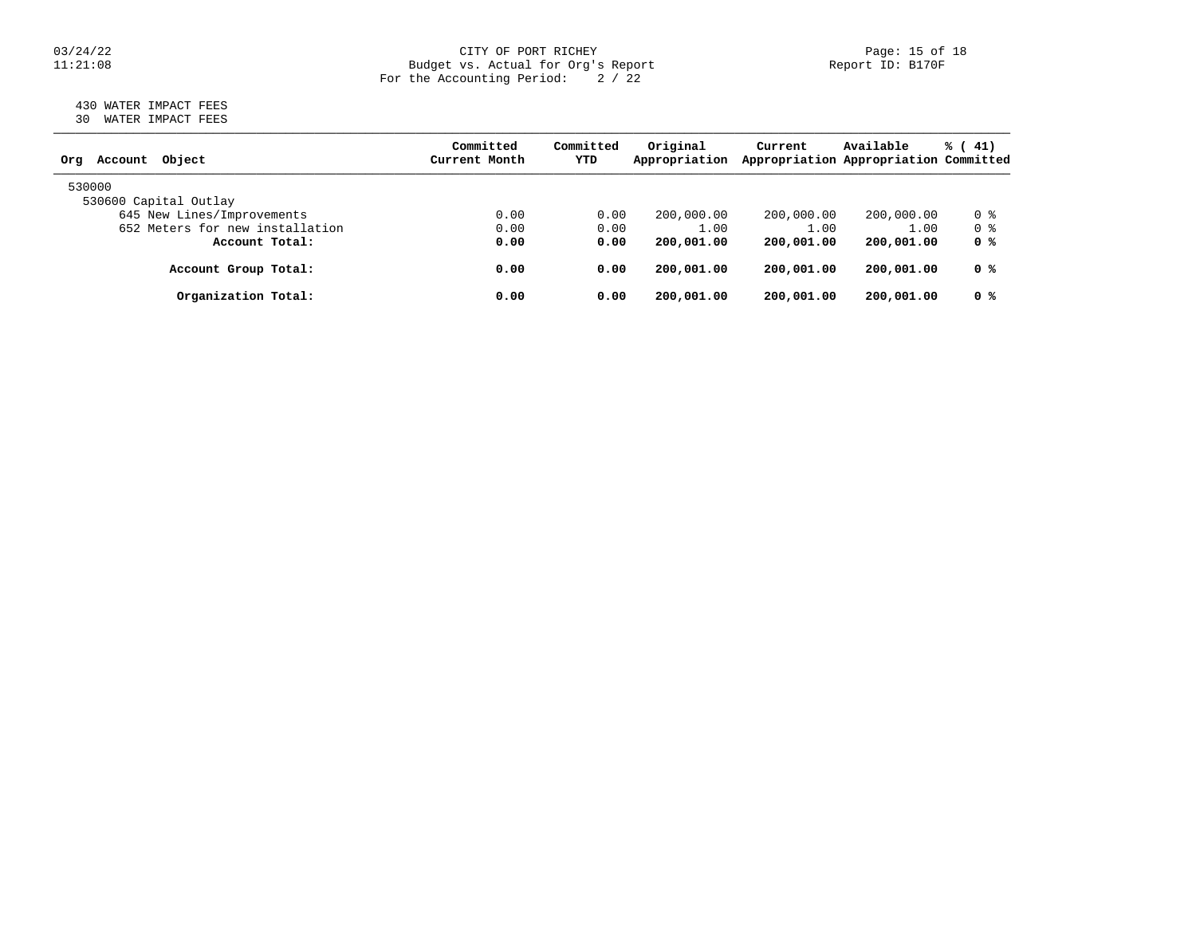CITY OF PORT RICHEY
Budget vs. Actual for Org's Report
For the Accounting Period: 2 / 22

430 WATER IMPACT FEES
30 WATER IMPACT FEES

| Org Account Object | Committed Current Month | Committed YTD | Original Appropriation | Current Appropriation | Available Appropriation | % ( 41) Committed |
|---|---|---|---|---|---|---|
| 530000 | | | | | | |
| 530600 Capital Outlay | | | | | | |
| 645 New Lines/Improvements | 0.00 | 0.00 | 200,000.00 | 200,000.00 | 200,000.00 | 0 % |
| 652 Meters for new installation | 0.00 | 0.00 | 1.00 | 1.00 | 1.00 | 0 % |
| **Account Total:** | **0.00** | **0.00** | **200,001.00** | **200,001.00** | **200,001.00** | **0 %** |
| **Account Group Total:** | **0.00** | **0.00** | **200,001.00** | **200,001.00** | **200,001.00** | **0 %** |
| **Organization Total:** | **0.00** | **0.00** | **200,001.00** | **200,001.00** | **200,001.00** | **0 %** |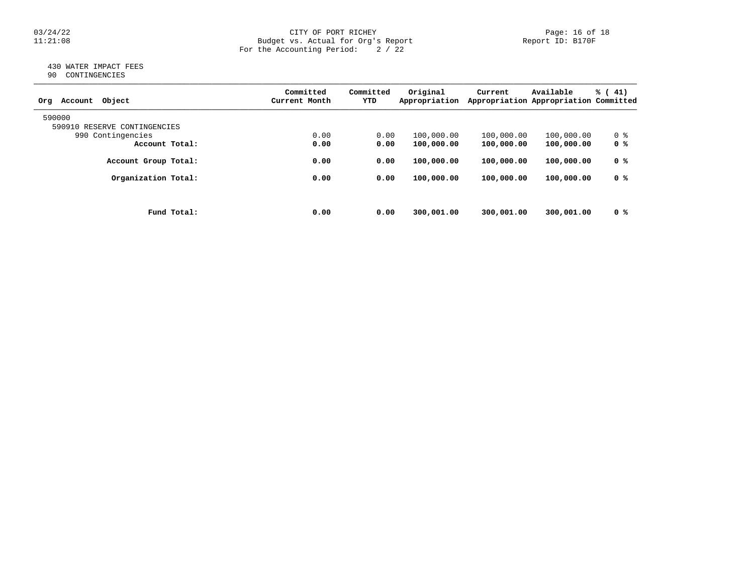430 WATER IMPACT FEES
90 CONTINGENCIES

| Org Account Object | Committed Current Month | Committed YTD | Original Appropriation | Current Appropriation | Available Appropriation | % ( 41) Committed |
|---|---|---|---|---|---|---|
| 590000 | | | | | | |
| 590910 RESERVE CONTINGENCIES | | | | | | |
| 990 Contingencies | 0.00 | 0.00 | 100,000.00 | 100,000.00 | 100,000.00 | 0 % |
| **Account Total:** | **0.00** | **0.00** | **100,000.00** | **100,000.00** | **100,000.00** | **0 %** |
| **Account Group Total:** | **0.00** | **0.00** | **100,000.00** | **100,000.00** | **100,000.00** | **0 %** |
| **Organization Total:** | **0.00** | **0.00** | **100,000.00** | **100,000.00** | **100,000.00** | **0 %** |
| **Fund Total:** | **0.00** | **0.00** | **300,001.00** | **300,001.00** | **300,001.00** | **0 %** |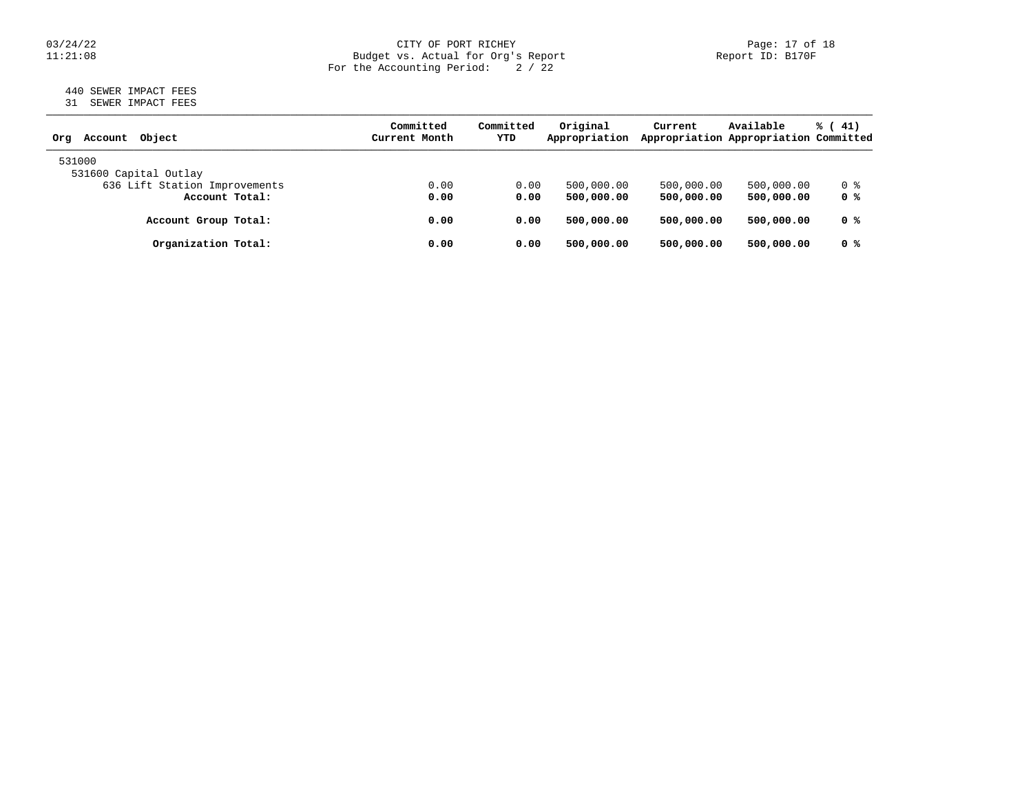440 SEWER IMPACT FEES
31 SEWER IMPACT FEES

| Org Account Object | Committed Current Month | Committed YTD | Original Appropriation | Current Appropriation | Available Appropriation | % ( 41) Committed |
|---|---|---|---|---|---|---|
| 531000 | | | | | | |
| 531600 Capital Outlay | | | | | | |
| 636 Lift Station Improvements | 0.00 | 0.00 | 500,000.00 | 500,000.00 | 500,000.00 | 0 % |
| **Account Total:** | **0.00** | **0.00** | **500,000.00** | **500,000.00** | **500,000.00** | **0 %** |
| **Account Group Total:** | **0.00** | **0.00** | **500,000.00** | **500,000.00** | **500,000.00** | **0 %** |
| **Organization Total:** | **0.00** | **0.00** | **500,000.00** | **500,000.00** | **500,000.00** | **0 %** |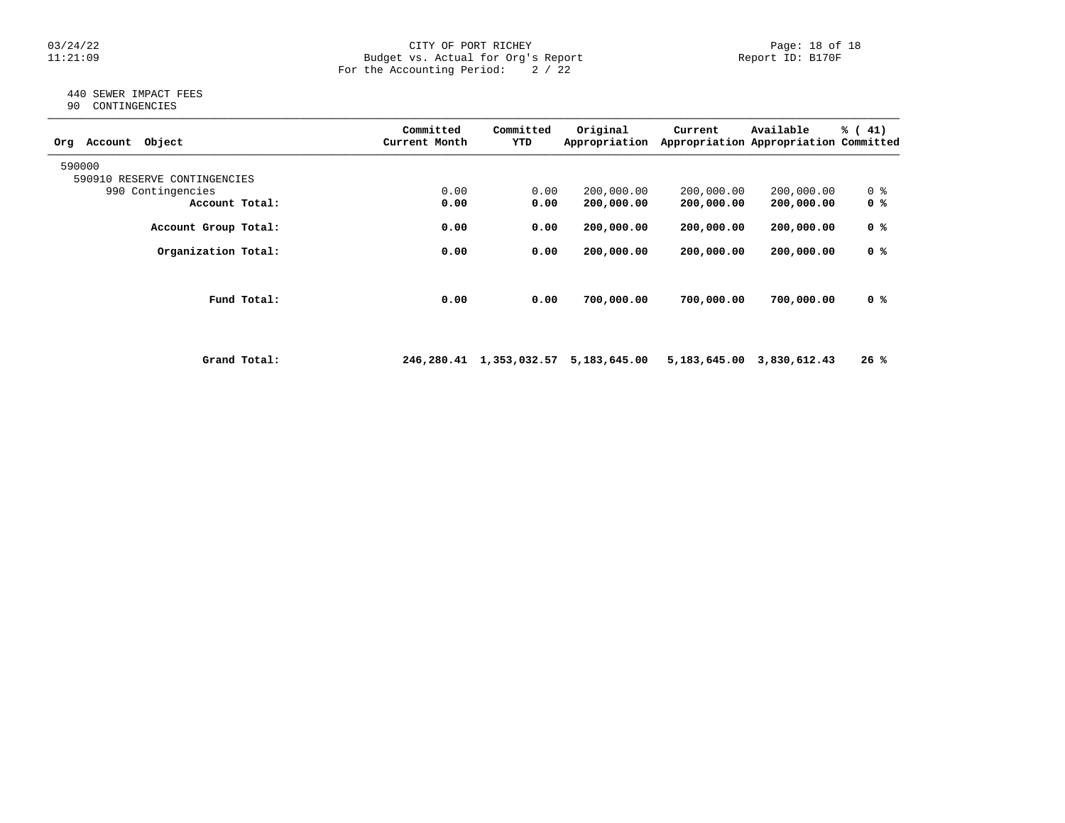440 SEWER IMPACT FEES
90 CONTINGENCIES

| Org Account Object | Committed Current Month | Committed YTD | Original Appropriation | Current Appropriation | Available Appropriation | % ( 41) Committed |
|---|---|---|---|---|---|---|
| 590000 | | | | | | |
| 590910 RESERVE CONTINGENCIES | | | | | | |
| 990 Contingencies | 0.00 | 0.00 | 200,000.00 | 200,000.00 | 200,000.00 | 0 % |
| **Account Total:** | **0.00** | **0.00** | **200,000.00** | **200,000.00** | **200,000.00** | **0 %** |
| **Account Group Total:** | **0.00** | **0.00** | **200,000.00** | **200,000.00** | **200,000.00** | **0 %** |
| **Organization Total:** | **0.00** | **0.00** | **200,000.00** | **200,000.00** | **200,000.00** | **0 %** |
| **Fund Total:** | **0.00** | **0.00** | **700,000.00** | **700,000.00** | **700,000.00** | **0 %** |
| **Grand Total:** | **246,280.41** | **1,353,032.57** | **5,183,645.00** | **5,183,645.00** | **3,830,612.43** | **26 %** |